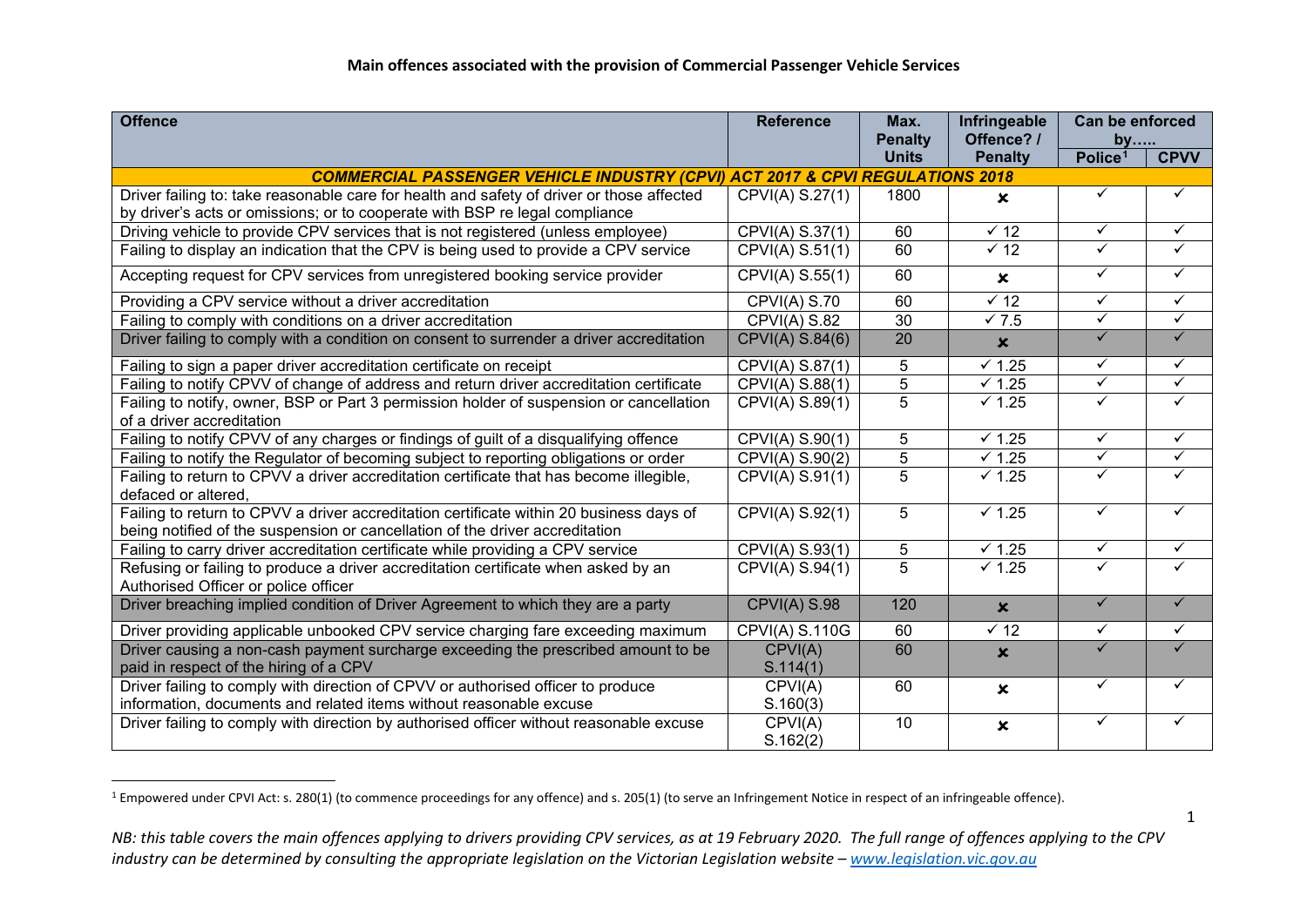## Main offences associated with the provision of Commercial Passenger Vehicle Services

| Offence | Reference | Max. Penalty Units | Infringeable Offence? / Penalty | Can be enforced by….. | |
|---|---|---|---|---|---|
| | | | | Police[1] | CPVV |
| ***COMMERCIAL PASSENGER VEHICLE INDUSTRY (CPVI) ACT 2017 & CPVI REGULATIONS 2018*** | | | | | |
| Driver failing to: take reasonable care for health and safety of driver or those affected by driver's acts or omissions; or to cooperate with BSP re legal compliance | CPVI(A) S.27(1) | 1800 | ✗ | ✓ | ✓ |
| Driving vehicle to provide CPV services that is not registered (unless employee) | CPVI(A) S.37(1) | 60 | ✓ 12 | ✓ | ✓ |
| Failing to display an indication that the CPV is being used to provide a CPV service | CPVI(A) S.51(1) | 60 | ✓ 12 | ✓ | ✓ |
| Accepting request for CPV services from unregistered booking service provider | CPVI(A) S.55(1) | 60 | ✗ | ✓ | ✓ |
| Providing a CPV service without a driver accreditation | CPVI(A) S.70 | 60 | ✓ 12 | ✓ | ✓ |
| Failing to comply with conditions on a driver accreditation | CPVI(A) S.82 | 30 | ✓ 7.5 | ✓ | ✓ |
| Driver failing to comply with a condition on consent to surrender a driver accreditation | CPVI(A) S.84(6) | 20 | ✗ | ✓ | ✓ |
| Failing to sign a paper driver accreditation certificate on receipt | CPVI(A) S.87(1) | 5 | ✓ 1.25 | ✓ | ✓ |
| Failing to notify CPVV of change of address and return driver accreditation certificate | CPVI(A) S.88(1) | 5 | ✓ 1.25 | ✓ | ✓ |
| Failing to notify, owner, BSP or Part 3 permission holder of suspension or cancellation of a driver accreditation | CPVI(A) S.89(1) | 5 | ✓ 1.25 | ✓ | ✓ |
| Failing to notify CPVV of any charges or findings of guilt of a disqualifying offence | CPVI(A) S.90(1) | 5 | ✓ 1.25 | ✓ | ✓ |
| Failing to notify the Regulator of becoming subject to reporting obligations or order | CPVI(A) S.90(2) | 5 | ✓ 1.25 | ✓ | ✓ |
| Failing to return to CPVV a driver accreditation certificate that has become illegible, defaced or altered, | CPVI(A) S.91(1) | 5 | ✓ 1.25 | ✓ | ✓ |
| Failing to return to CPVV a driver accreditation certificate within 20 business days of being notified of the suspension or cancellation of the driver accreditation | CPVI(A) S.92(1) | 5 | ✓ 1.25 | ✓ | ✓ |
| Failing to carry driver accreditation certificate while providing a CPV service | CPVI(A) S.93(1) | 5 | ✓ 1.25 | ✓ | ✓ |
| Refusing or failing to produce a driver accreditation certificate when asked by an Authorised Officer or police officer | CPVI(A) S.94(1) | 5 | ✓ 1.25 | ✓ | ✓ |
| Driver breaching implied condition of Driver Agreement to which they are a party | CPVI(A) S.98 | 120 | ✗ | ✓ | ✓ |
| Driver providing applicable unbooked CPV service charging fare exceeding maximum | CPVI(A) S.110G | 60 | ✓ 12 | ✓ | ✓ |
| Driver causing a non-cash payment surcharge exceeding the prescribed amount to be paid in respect of the hiring of a CPV | CPVI(A) S.114(1) | 60 | ✗ | ✓ | ✓ |
| Driver failing to comply with direction of CPVV or authorised officer to produce information, documents and related items without reasonable excuse | CPVI(A) S.160(3) | 60 | ✗ | ✓ | ✓ |
| Driver failing to comply with direction by authorised officer without reasonable excuse | CPVI(A) S.162(2) | 10 | ✗ | ✓ | ✓ |

[1] Empowered under CPVI Act: s. 280(1) (to commence proceedings for any offence) and s. 205(1) (to serve an Infringement Notice in respect of an infringeable offence).

*NB: this table covers the main offences applying to drivers providing CPV services, as at 19 February 2020. The full range of offences applying to the CPV industry can be determined by consulting the appropriate legislation on the Victorian Legislation website – [www.legislation.vic.gov.au](http://www.legislation.vic.gov.au)*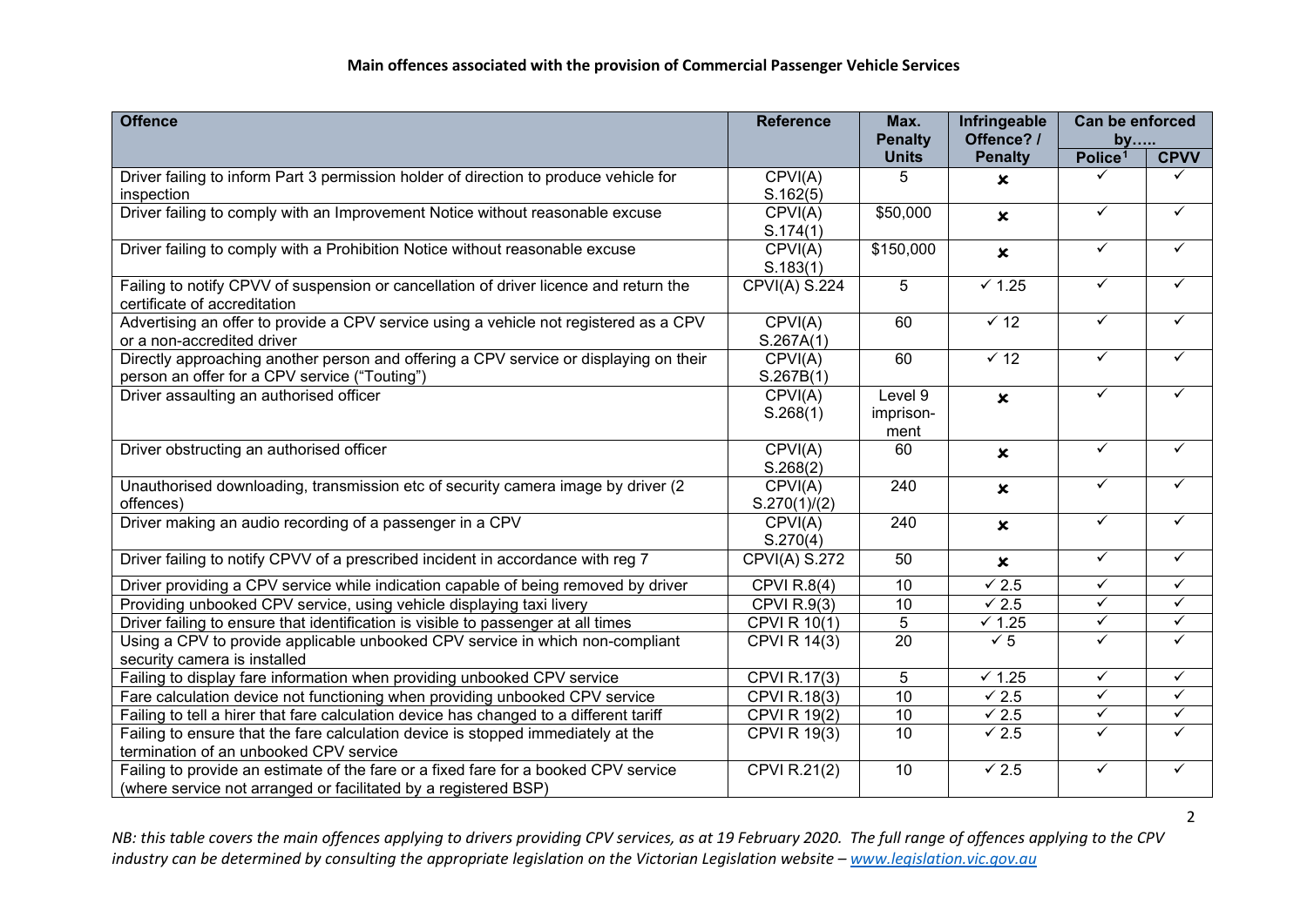## Main offences associated with the provision of Commercial Passenger Vehicle Services

| Offence | Reference | Max. Penalty Units | Infringeable Offence? / Penalty | Can be enforced by….. | |
|---|---|---|---|---|---|
| | | | | Police[1] | CPVV |
| Driver failing to inform Part 3 permission holder of direction to produce vehicle for inspection | CPVI(A) S.162(5) | 5 | ✘ | ✓ | ✓ |
| Driver failing to comply with an Improvement Notice without reasonable excuse | CPVI(A) S.174(1) | $50,000 | ✘ | ✓ | ✓ |
| Driver failing to comply with a Prohibition Notice without reasonable excuse | CPVI(A) S.183(1) | $150,000 | ✘ | ✓ | ✓ |
| Failing to notify CPVV of suspension or cancellation of driver licence and return the certificate of accreditation | CPVI(A) S.224 | 5 | ✓ 1.25 | ✓ | ✓ |
| Advertising an offer to provide a CPV service using a vehicle not registered as a CPV or a non-accredited driver | CPVI(A) S.267A(1) | 60 | ✓ 12 | ✓ | ✓ |
| Directly approaching another person and offering a CPV service or displaying on their person an offer for a CPV service ("Touting") | CPVI(A) S.267B(1) | 60 | ✓ 12 | ✓ | ✓ |
| Driver assaulting an authorised officer | CPVI(A) S.268(1) | Level 9 imprisonment | ✘ | ✓ | ✓ |
| Driver obstructing an authorised officer | CPVI(A) S.268(2) | 60 | ✘ | ✓ | ✓ |
| Unauthorised downloading, transmission etc of security camera image by driver (2 offences) | CPVI(A) S.270(1)/(2) | 240 | ✘ | ✓ | ✓ |
| Driver making an audio recording of a passenger in a CPV | CPVI(A) S.270(4) | 240 | ✘ | ✓ | ✓ |
| Driver failing to notify CPVV of a prescribed incident in accordance with reg 7 | CPVI(A) S.272 | 50 | ✘ | ✓ | ✓ |
| Driver providing a CPV service while indication capable of being removed by driver | CPVI R.8(4) | 10 | ✓ 2.5 | ✓ | ✓ |
| Providing unbooked CPV service, using vehicle displaying taxi livery | CPVI R.9(3) | 10 | ✓ 2.5 | ✓ | ✓ |
| Driver failing to ensure that identification is visible to passenger at all times | CPVI R 10(1) | 5 | ✓ 1.25 | ✓ | ✓ |
| Using a CPV to provide applicable unbooked CPV service in which non-compliant security camera is installed | CPVI R 14(3) | 20 | ✓ 5 | ✓ | ✓ |
| Failing to display fare information when providing unbooked CPV service | CPVI R.17(3) | 5 | ✓ 1.25 | ✓ | ✓ |
| Fare calculation device not functioning when providing unbooked CPV service | CPVI R.18(3) | 10 | ✓ 2.5 | ✓ | ✓ |
| Failing to tell a hirer that fare calculation device has changed to a different tariff | CPVI R 19(2) | 10 | ✓ 2.5 | ✓ | ✓ |
| Failing to ensure that the fare calculation device is stopped immediately at the termination of an unbooked CPV service | CPVI R 19(3) | 10 | ✓ 2.5 | ✓ | ✓ |
| Failing to provide an estimate of the fare or a fixed fare for a booked CPV service (where service not arranged or facilitated by a registered BSP) | CPVI R.21(2) | 10 | ✓ 2.5 | ✓ | ✓ |

*NB: this table covers the main offences applying to drivers providing CPV services, as at 19 February 2020. The full range of offences applying to the CPV industry can be determined by consulting the appropriate legislation on the Victorian Legislation website – www.legislation.vic.gov.au*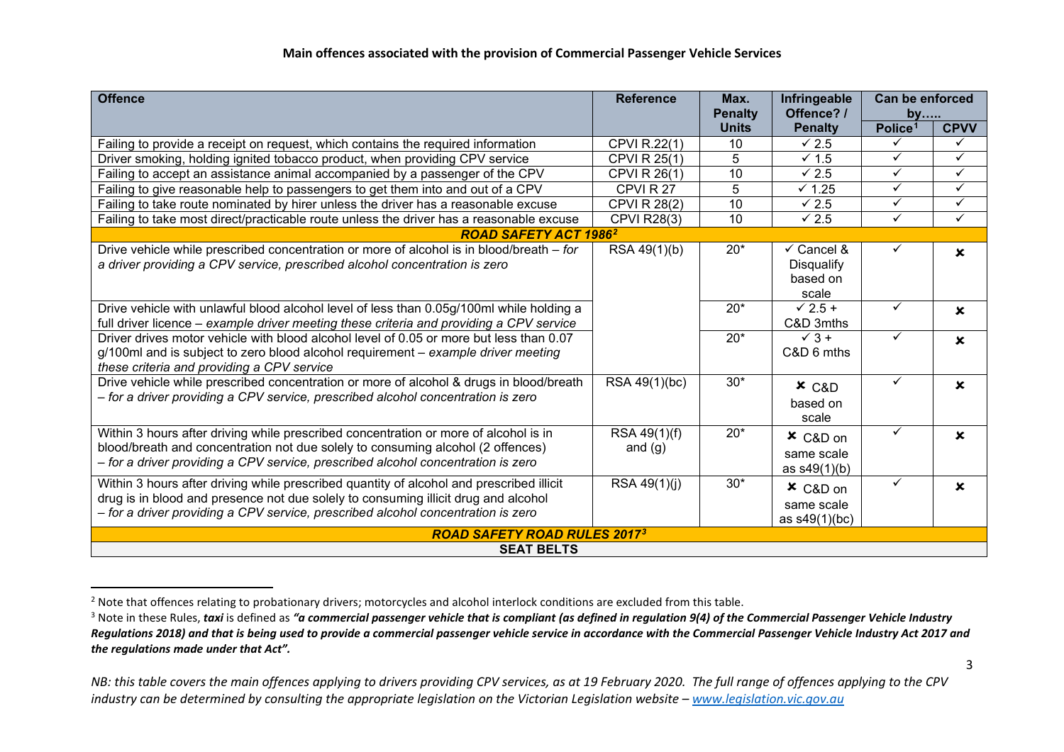**Main offences associated with the provision of Commercial Passenger Vehicle Services**

| Offence | Reference | Max. Penalty Units | Infringeable Offence? / Penalty | Can be enforced by….. | |
|---|---|---|---|---|---|
| | | | | Police[1] | CPVV |
| Failing to provide a receipt on request, which contains the required information | CPVI R.22(1) | 10 | ✓ 2.5 | ✓ | ✓ |
| Driver smoking, holding ignited tobacco product, when providing CPV service | CPVI R 25(1) | 5 | ✓ 1.5 | ✓ | ✓ |
| Failing to accept an assistance animal accompanied by a passenger of the CPV | CPVI R 26(1) | 10 | ✓ 2.5 | ✓ | ✓ |
| Failing to give reasonable help to passengers to get them into and out of a CPV | CPVI R 27 | 5 | ✓ 1.25 | ✓ | ✓ |
| Failing to take route nominated by hirer unless the driver has a reasonable excuse | CPVI R 28(2) | 10 | ✓ 2.5 | ✓ | ✓ |
| Failing to take most direct/practicable route unless the driver has a reasonable excuse | CPVI R28(3) | 10 | ✓ 2.5 | ✓ | ✓ |
| ***ROAD SAFETY ACT 1986***[2] | | | | | |
| Drive vehicle while prescribed concentration or more of alcohol is in blood/breath – *for a driver providing a CPV service, prescribed alcohol concentration is zero* | RSA 49(1)(b) | 20* | ✓ Cancel & Disqualify based on scale | ✓ | ✗ |
| Drive vehicle with unlawful blood alcohol level of less than 0.05g/100ml while holding a full driver licence – *example driver meeting these criteria and providing a CPV service* | | 20* | ✓ 2.5 + C&D 3mths | ✓ | ✗ |
| Driver drives motor vehicle with blood alcohol level of 0.05 or more but less than 0.07 g/100ml and is subject to zero blood alcohol requirement – *example driver meeting these criteria and providing a CPV service* | | 20* | ✓ 3 + C&D 6 mths | ✓ | ✗ |
| Drive vehicle while prescribed concentration or more of alcohol & drugs in blood/breath – *for a driver providing a CPV service, prescribed alcohol concentration is zero* | RSA 49(1)(bc) | 30* | ✗ C&D based on scale | ✓ | ✗ |
| Within 3 hours after driving while prescribed concentration or more of alcohol is in blood/breath and concentration not due solely to consuming alcohol (2 offences) – *for a driver providing a CPV service, prescribed alcohol concentration is zero* | RSA 49(1)(f) and (g) | 20* | ✗ C&D on same scale as s49(1)(b) | ✓ | ✗ |
| Within 3 hours after driving while prescribed quantity of alcohol and prescribed illicit drug is in blood and presence not due solely to consuming illicit drug and alcohol – *for a driver providing a CPV service, prescribed alcohol concentration is zero* | RSA 49(1)(j) | 30* | ✗ C&D on same scale as s49(1)(bc) | ✓ | ✗ |
| ***ROAD SAFETY ROAD RULES 2017***[3] | | | | | |
| **SEAT BELTS** | | | | | |

[2] Note that offences relating to probationary drivers; motorcycles and alcohol interlock conditions are excluded from this table.

[3] Note in these Rules, ***taxi*** is defined as ***"a commercial passenger vehicle that is compliant (as defined in regulation 9(4) of the Commercial Passenger Vehicle Industry Regulations 2018) and that is being used to provide a commercial passenger vehicle service in accordance with the Commercial Passenger Vehicle Industry Act 2017 and the regulations made under that Act".***

*NB: this table covers the main offences applying to drivers providing CPV services, as at 19 February 2020. The full range of offences applying to the CPV industry can be determined by consulting the appropriate legislation on the Victorian Legislation website – [www.legislation.vic.gov.au](http://www.legislation.vic.gov.au)*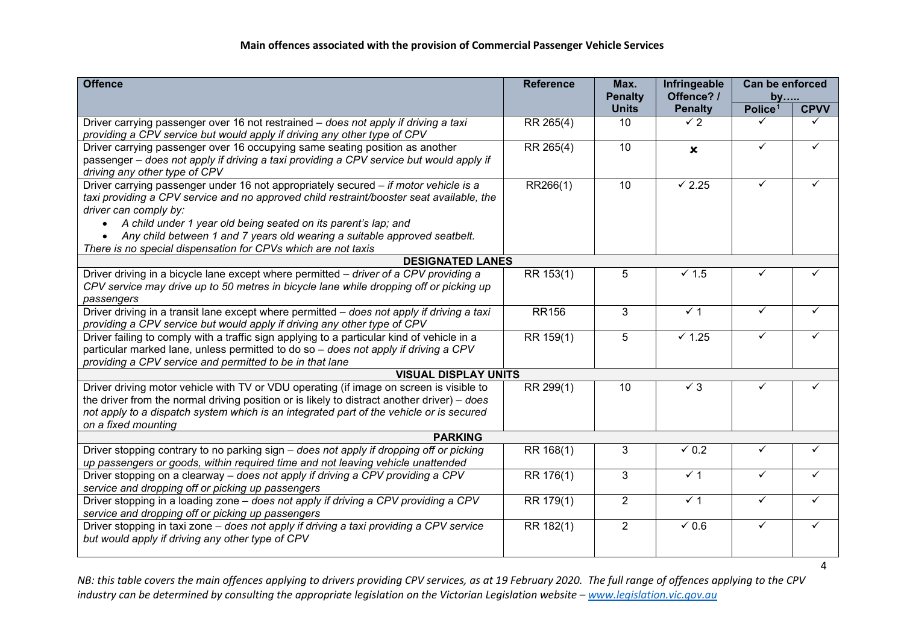**Main offences associated with the provision of Commercial Passenger Vehicle Services**

| Offence | Reference | Max. Penalty Units | Infringeable Offence? / Penalty | Can be enforced by….. | |
|---|---|---|---|---|---|
| | | | | Police[1] | CPVV |
| Driver carrying passenger over 16 not restrained – *does not apply if driving a taxi providing a CPV service but would apply if driving any other type of CPV* | RR 265(4) | 10 | ✓ 2 | ✓ | ✓ |
| Driver carrying passenger over 16 occupying same seating position as another passenger – *does not apply if driving a taxi providing a CPV service but would apply if driving any other type of CPV* | RR 265(4) | 10 | ✗ | ✓ | ✓ |
| Driver carrying passenger under 16 not appropriately secured – *if motor vehicle is a taxi providing a CPV service and no approved child restraint/booster seat available, the driver can comply by:* <br>• *A child under 1 year old being seated on its parent's lap; and* <br>• *Any child between 1 and 7 years old wearing a suitable approved seatbelt.* <br>*There is no special dispensation for CPVs which are not taxis* | RR266(1) | 10 | ✓ 2.25 | ✓ | ✓ |
| **DESIGNATED LANES** | | | | | |
| Driver driving in a bicycle lane except where permitted – *driver of a CPV providing a CPV service may drive up to 50 metres in bicycle lane while dropping off or picking up passengers* | RR 153(1) | 5 | ✓ 1.5 | ✓ | ✓ |
| Driver driving in a transit lane except where permitted – *does not apply if driving a taxi providing a CPV service but would apply if driving any other type of CPV* | RR156 | 3 | ✓ 1 | ✓ | ✓ |
| Driver failing to comply with a traffic sign applying to a particular kind of vehicle in a particular marked lane, unless permitted to do so – *does not apply if driving a CPV providing a CPV service and permitted to be in that lane* | RR 159(1) | 5 | ✓ 1.25 | ✓ | ✓ |
| **VISUAL DISPLAY UNITS** | | | | | |
| Driver driving motor vehicle with TV or VDU operating (if image on screen is visible to the driver from the normal driving position or is likely to distract another driver) – *does not apply to a dispatch system which is an integrated part of the vehicle or is secured on a fixed mounting* | RR 299(1) | 10 | ✓ 3 | ✓ | ✓ |
| **PARKING** | | | | | |
| Driver stopping contrary to no parking sign – *does not apply if dropping off or picking up passengers or goods, within required time and not leaving vehicle unattended* | RR 168(1) | 3 | ✓ 0.2 | ✓ | ✓ |
| Driver stopping on a clearway – *does not apply if driving a CPV providing a CPV service and dropping off or picking up passengers* | RR 176(1) | 3 | ✓ 1 | ✓ | ✓ |
| Driver stopping in a loading zone – *does not apply if driving a CPV providing a CPV service and dropping off or picking up passengers* | RR 179(1) | 2 | ✓ 1 | ✓ | ✓ |
| Driver stopping in taxi zone – *does not apply if driving a taxi providing a CPV service but would apply if driving any other type of CPV* | RR 182(1) | 2 | ✓ 0.6 | ✓ | ✓ |

*NB: this table covers the main offences applying to drivers providing CPV services, as at 19 February 2020. The full range of offences applying to the CPV industry can be determined by consulting the appropriate legislation on the Victorian Legislation website – [www.legislation.vic.gov.au](http://www.legislation.vic.gov.au)*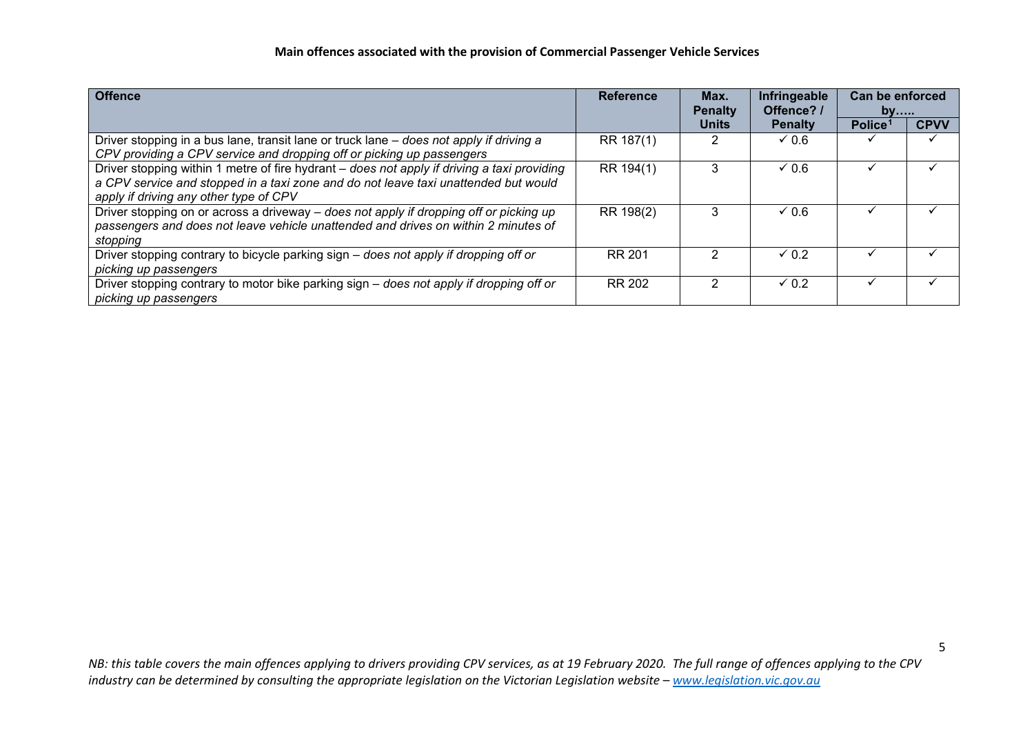**Main offences associated with the provision of Commercial Passenger Vehicle Services**

| Offence | Reference | Max. Penalty Units | Infringeable Offence? / Penalty | Can be enforced by….. | |
|---|---|---|---|---|---|
| | | | | Police[1] | CPVV |
| Driver stopping in a bus lane, transit lane or truck lane – *does not apply if driving a CPV providing a CPV service and dropping off or picking up passengers* | RR 187(1) | 2 | ✓ 0.6 | ✓ | ✓ |
| Driver stopping within 1 metre of fire hydrant – *does not apply if driving a taxi providing a CPV service and stopped in a taxi zone and do not leave taxi unattended but would apply if driving any other type of CPV* | RR 194(1) | 3 | ✓ 0.6 | ✓ | ✓ |
| Driver stopping on or across a driveway – *does not apply if dropping off or picking up passengers and does not leave vehicle unattended and drives on within 2 minutes of stopping* | RR 198(2) | 3 | ✓ 0.6 | ✓ | ✓ |
| Driver stopping contrary to bicycle parking sign – *does not apply if dropping off or picking up passengers* | RR 201 | 2 | ✓ 0.2 | ✓ | ✓ |
| Driver stopping contrary to motor bike parking sign – *does not apply if dropping off or picking up passengers* | RR 202 | 2 | ✓ 0.2 | ✓ | ✓ |

*NB: this table covers the main offences applying to drivers providing CPV services, as at 19 February 2020. The full range of offences applying to the CPV industry can be determined by consulting the appropriate legislation on the Victorian Legislation website – [www.legislation.vic.gov.au](http://www.legislation.vic.gov.au)*